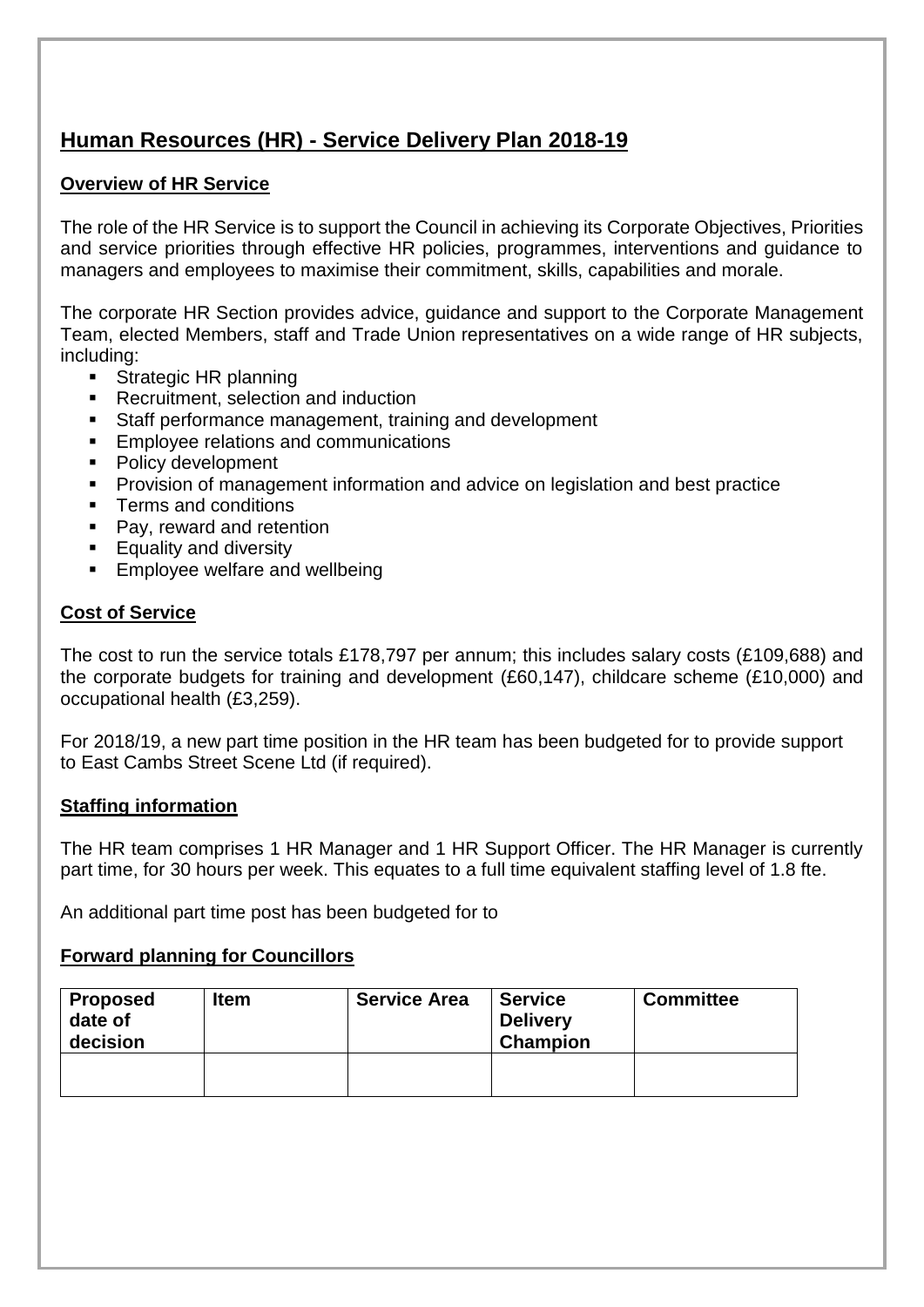# Human Resources (HR) - Service Delivery Plan 2018-19

## Overview of HR Service

The role of the HR Service is to support the Council in achieving its Corporate Objectives, Priorities and service priorities through effective HR policies, programmes, interventions and guidance to managers and employees to maximise their commitment, skills, capabilities and morale.

The corporate HR Section provides advice, guidance and support to the Corporate Management Team, elected Members, staff and Trade Union representatives on a wide range of HR subjects, including:

- Strategic HR planning
- Recruitment, selection and induction
- Staff performance management, training and development
- Employee relations and communications
- Policy development
- Provision of management information and advice on legislation and best practice
- Terms and conditions
- Pay, reward and retention
- Equality and diversity
- Employee welfare and wellbeing

## Cost of Service

The cost to run the service totals £178,797 per annum; this includes salary costs (£109,688) and the corporate budgets for training and development (£60,147), childcare scheme (£10,000) and occupational health (£3,259).

For 2018/19, a new part time position in the HR team has been budgeted for to provide support to East Cambs Street Scene Ltd (if required).

## Staffing information

The HR team comprises 1 HR Manager and 1 HR Support Officer. The HR Manager is currently part time, for 30 hours per week. This equates to a full time equivalent staffing level of 1.8 fte.

An additional part time post has been budgeted for to

## Forward planning for Councillors

| Proposed date of decision | Item | Service Area | Service Delivery Champion | Committee |
|---|---|---|---|---|
| | | | | |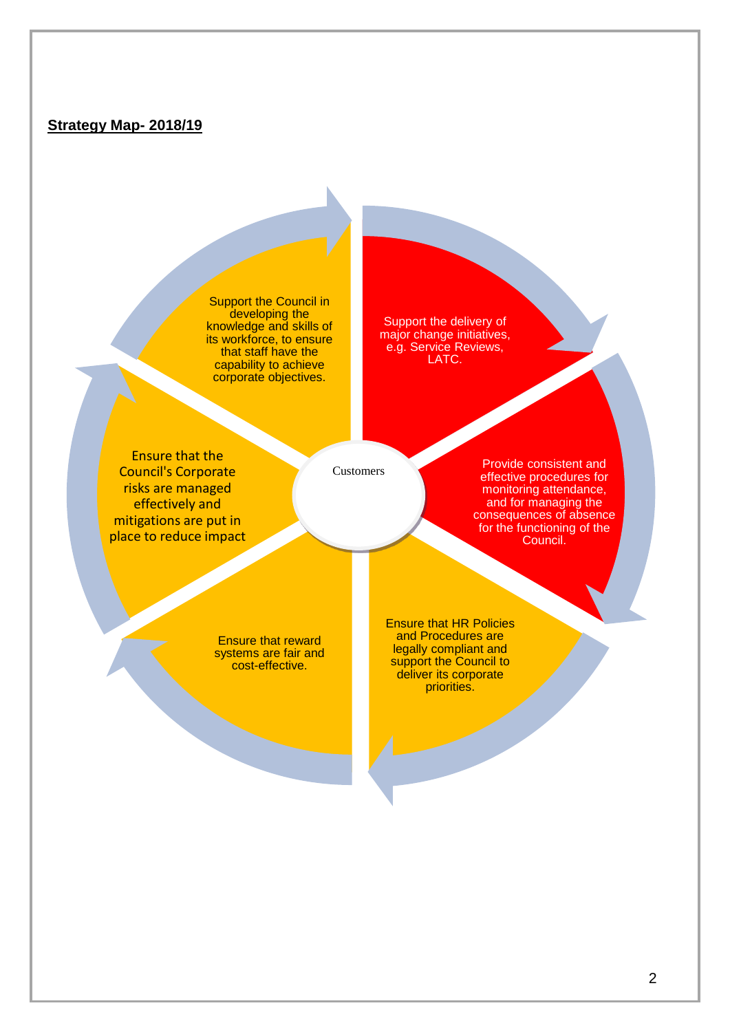**Strategy Map- 2018/19**

Customers

- Support the delivery of major change initiatives, e.g. Service Reviews, LATC.
- Provide consistent and effective procedures for monitoring attendance, and for managing the consequences of absence for the functioning of the Council.
- Ensure that HR Policies and Procedures are legally compliant and support the Council to deliver its corporate priorities.
- Ensure that reward systems are fair and cost-effective.
- Ensure that the Council's Corporate risks are managed effectively and mitigations are put in place to reduce impact
- Support the Council in developing the knowledge and skills of its workforce, to ensure that staff have the capability to achieve corporate objectives.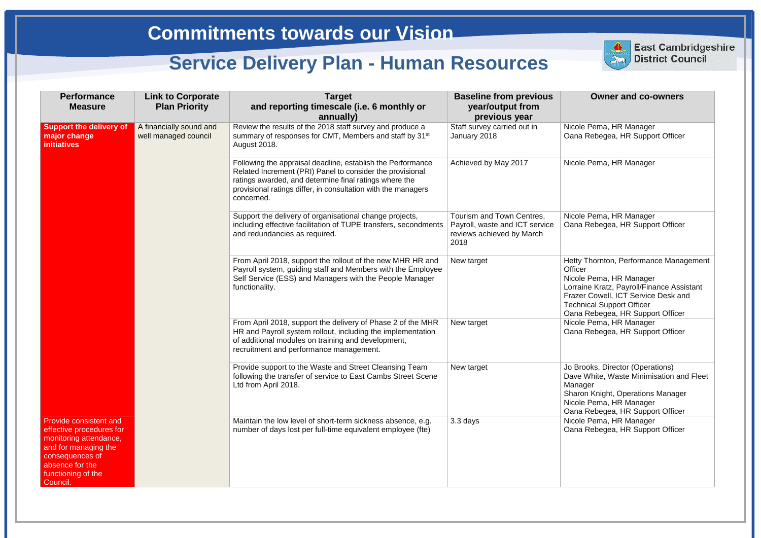# Commitments towards our Vision

## Service Delivery Plan - Human Resources

East Cambridgeshire District Council

| Performance Measure | Link to Corporate Plan Priority | Target and reporting timescale (i.e. 6 monthly or annually) | Baseline from previous year/output from previous year | Owner and co-owners |
|---|---|---|---|---|
| **Support the delivery of major change initiatives** | A financially sound and well managed council | Review the results of the 2018 staff survey and produce a summary of responses for CMT, Members and staff by 31st August 2018. | Staff survey carried out in January 2018 | Nicole Pema, HR Manager<br>Oana Rebegea, HR Support Officer |
| | | Following the appraisal deadline, establish the Performance Related Increment (PRI) Panel to consider the provisional ratings awarded, and determine final ratings where the provisional ratings differ, in consultation with the managers concerned. | Achieved by May 2017 | Nicole Pema, HR Manager |
| | | Support the delivery of organisational change projects, including effective facilitation of TUPE transfers, secondments and redundancies as required. | Tourism and Town Centres, Payroll, waste and ICT service reviews achieved by March 2018 | Nicole Pema, HR Manager<br>Oana Rebegea, HR Support Officer |
| | | From April 2018, support the rollout of the new MHR HR and Payroll system, guiding staff and Members with the Employee Self Service (ESS) and Managers with the People Manager functionality. | New target | Hetty Thornton, Performance Management Officer<br>Nicole Pema, HR Manager<br>Lorraine Kratz, Payroll/Finance Assistant<br>Frazer Cowell, ICT Service Desk and Technical Support Officer<br>Oana Rebegea, HR Support Officer |
| | | From April 2018, support the delivery of Phase 2 of the MHR HR and Payroll system rollout, including the implementation of additional modules on training and development, recruitment and performance management. | New target | Nicole Pema, HR Manager<br>Oana Rebegea, HR Support Officer |
| | | Provide support to the Waste and Street Cleansing Team following the transfer of service to East Cambs Street Scene Ltd from April 2018. | New target | Jo Brooks, Director (Operations)<br>Dave White, Waste Minimisation and Fleet Manager<br>Sharon Knight, Operations Manager<br>Nicole Pema, HR Manager<br>Oana Rebegea, HR Support Officer |
| Provide consistent and effective procedures for monitoring attendance, and for managing the consequences of absence for the functioning of the Council. | | Maintain the low level of short-term sickness absence, e.g. number of days lost per full-time equivalent employee (fte) | 3.3 days | Nicole Pema, HR Manager<br>Oana Rebegea, HR Support Officer |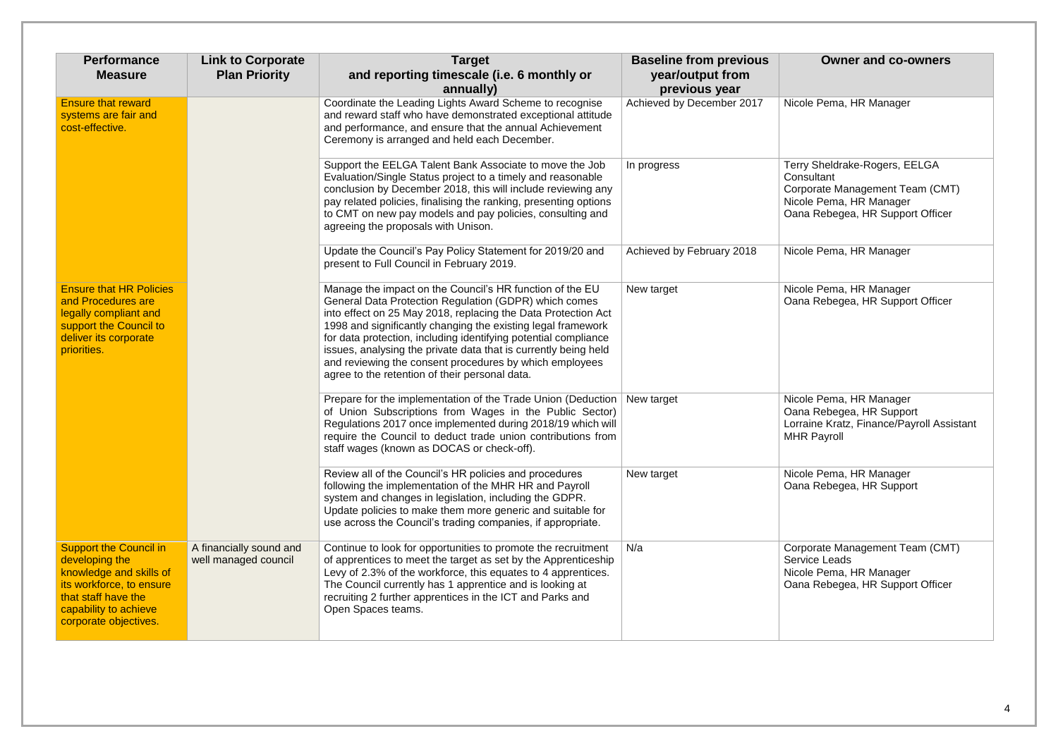| Performance Measure | Link to Corporate Plan Priority | Target and reporting timescale (i.e. 6 monthly or annually) | Baseline from previous year/output from previous year | Owner and co-owners |
|---|---|---|---|---|
| Ensure that reward systems are fair and cost-effective. | | Coordinate the Leading Lights Award Scheme to recognise and reward staff who have demonstrated exceptional attitude and performance, and ensure that the annual Achievement Ceremony is arranged and held each December. | Achieved by December 2017 | Nicole Pema, HR Manager |
| | | Support the EELGA Talent Bank Associate to move the Job Evaluation/Single Status project to a timely and reasonable conclusion by December 2018, this will include reviewing any pay related policies, finalising the ranking, presenting options to CMT on new pay models and pay policies, consulting and agreeing the proposals with Unison. | In progress | Terry Sheldrake-Rogers, EELGA Consultant<br>Corporate Management Team (CMT)<br>Nicole Pema, HR Manager<br>Oana Rebegea, HR Support Officer |
| | | Update the Council's Pay Policy Statement for 2019/20 and present to Full Council in February 2019. | Achieved by February 2018 | Nicole Pema, HR Manager |
| Ensure that HR Policies and Procedures are legally compliant and support the Council to deliver its corporate priorities. | | Manage the impact on the Council's HR function of the EU General Data Protection Regulation (GDPR) which comes into effect on 25 May 2018, replacing the Data Protection Act 1998 and significantly changing the existing legal framework for data protection, including identifying potential compliance issues, analysing the private data that is currently being held and reviewing the consent procedures by which employees agree to the retention of their personal data. | New target | Nicole Pema, HR Manager<br>Oana Rebegea, HR Support Officer |
| | | Prepare for the implementation of the Trade Union (Deduction of Union Subscriptions from Wages in the Public Sector) Regulations 2017 once implemented during 2018/19 which will require the Council to deduct trade union contributions from staff wages (known as DOCAS or check-off). | New target | Nicole Pema, HR Manager<br>Oana Rebegea, HR Support<br>Lorraine Kratz, Finance/Payroll Assistant<br>MHR Payroll |
| | | Review all of the Council's HR policies and procedures following the implementation of the MHR HR and Payroll system and changes in legislation, including the GDPR. Update policies to make them more generic and suitable for use across the Council's trading companies, if appropriate. | New target | Nicole Pema, HR Manager<br>Oana Rebegea, HR Support |
| Support the Council in developing the knowledge and skills of its workforce, to ensure that staff have the capability to achieve corporate objectives. | A financially sound and well managed council | Continue to look for opportunities to promote the recruitment of apprentices to meet the target as set by the Apprenticeship Levy of 2.3% of the workforce, this equates to 4 apprentices. The Council currently has 1 apprentice and is looking at recruiting 2 further apprentices in the ICT and Parks and Open Spaces teams. | N/a | Corporate Management Team (CMT)<br>Service Leads<br>Nicole Pema, HR Manager<br>Oana Rebegea, HR Support Officer |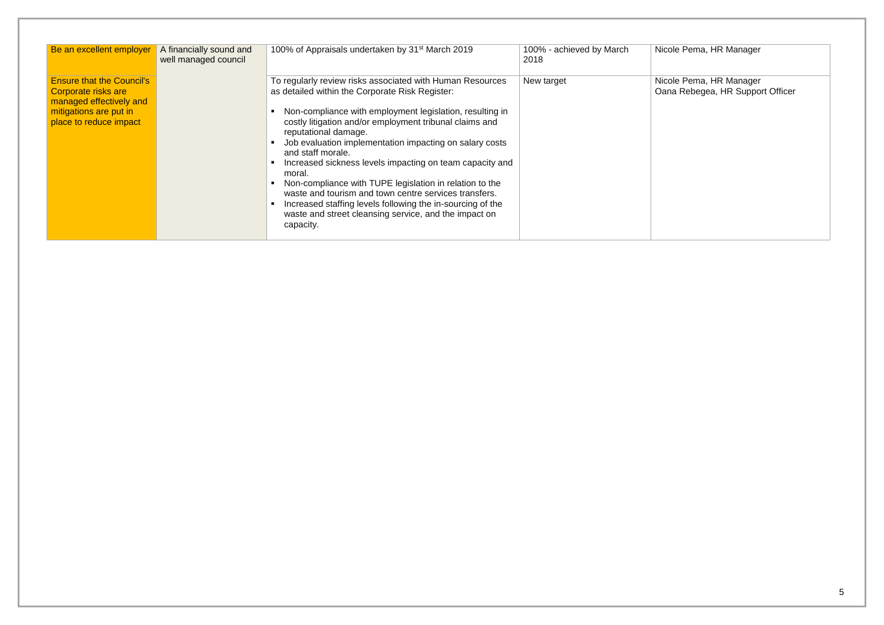| | | | | |
|---|---|---|---|---|
| Be an excellent employer | A financially sound and well managed council | 100% of Appraisals undertaken by 31st March 2019 | 100% - achieved by March 2018 | Nicole Pema, HR Manager |
| Ensure that the Council's Corporate risks are managed effectively and mitigations are put in place to reduce impact | | To regularly review risks associated with Human Resources as detailed within the Corporate Risk Register:<br><br>▪ Non-compliance with employment legislation, resulting in costly litigation and/or employment tribunal claims and reputational damage.<br>▪ Job evaluation implementation impacting on salary costs and staff morale.<br>▪ Increased sickness levels impacting on team capacity and moral.<br>▪ Non-compliance with TUPE legislation in relation to the waste and tourism and town centre services transfers.<br>▪ Increased staffing levels following the in-sourcing of the waste and street cleansing service, and the impact on capacity. | New target | Nicole Pema, HR Manager<br>Oana Rebegea, HR Support Officer |